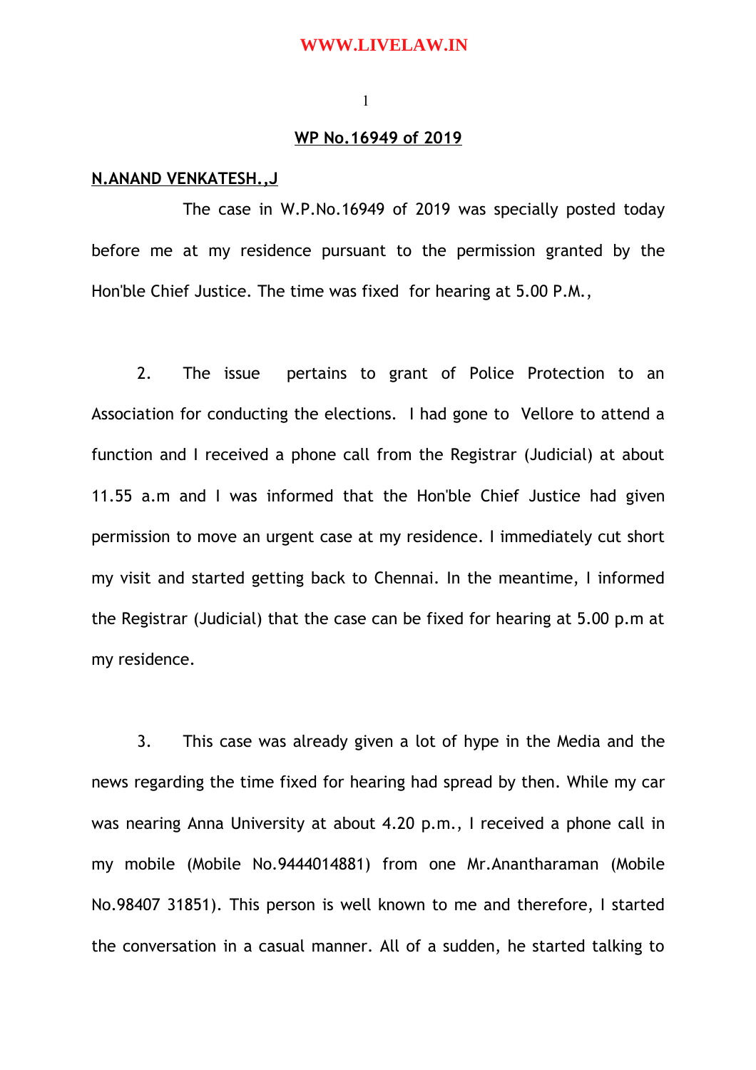**WP No.16949 of 2019**

**N.ANAND VENKATESH.,J**

The case in W.P.No.16949 of 2019 was specially posted today before me at my residence pursuant to the permission granted by the Hon'ble Chief Justice. The time was fixed for hearing at 5.00 P.M.,

2. The issue pertains to grant of Police Protection to an Association for conducting the elections. I had gone to Vellore to attend a function and I received a phone call from the Registrar (Judicial) at about 11.55 a.m and I was informed that the Hon'ble Chief Justice had given permission to move an urgent case at my residence. I immediately cut short my visit and started getting back to Chennai. In the meantime, I informed the Registrar (Judicial) that the case can be fixed for hearing at 5.00 p.m at my residence.

3. This case was already given a lot of hype in the Media and the news regarding the time fixed for hearing had spread by then. While my car was nearing Anna University at about 4.20 p.m., I received a phone call in my mobile (Mobile No.9444014881) from one Mr.Anantharaman (Mobile No.98407 31851). This person is well known to me and therefore, I started the conversation in a casual manner. All of a sudden, he started talking to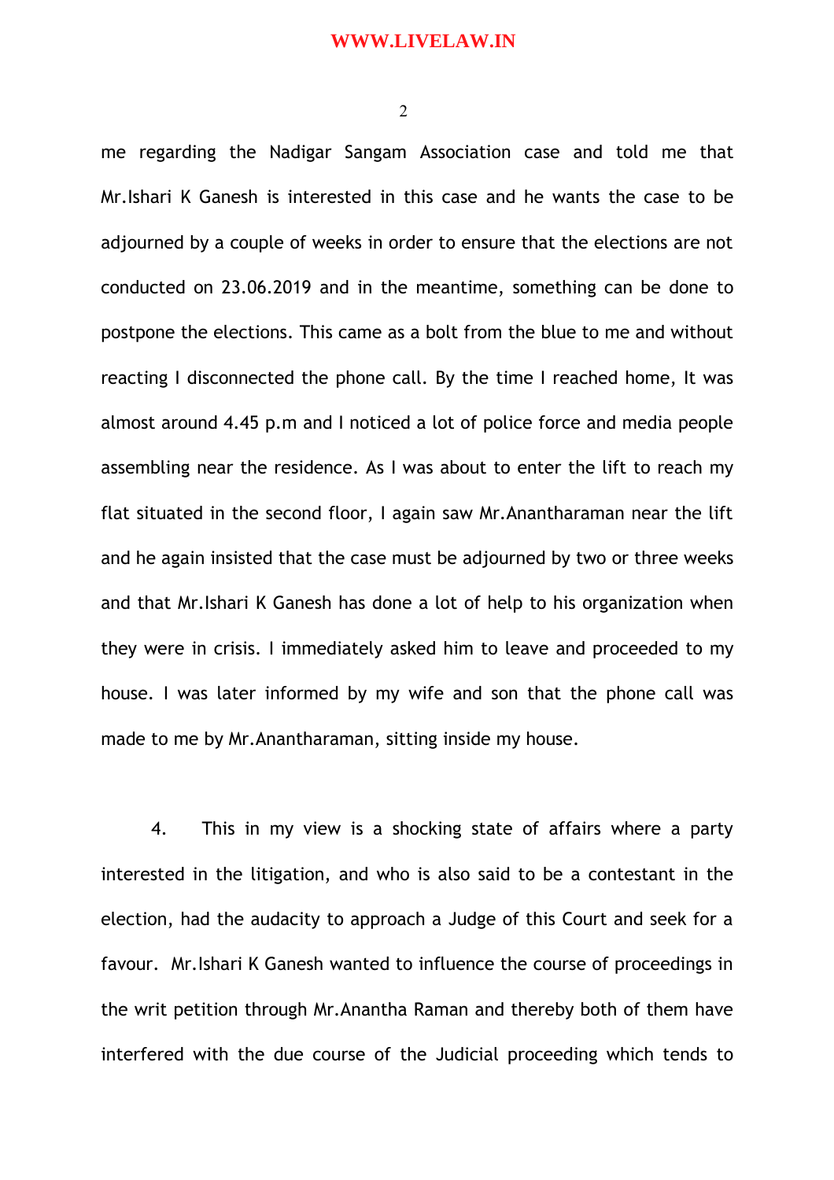me regarding the Nadigar Sangam Association case and told me that Mr.Ishari K Ganesh is interested in this case and he wants the case to be adjourned by a couple of weeks in order to ensure that the elections are not conducted on 23.06.2019 and in the meantime, something can be done to postpone the elections. This came as a bolt from the blue to me and without reacting I disconnected the phone call. By the time I reached home, It was almost around 4.45 p.m and I noticed a lot of police force and media people assembling near the residence. As I was about to enter the lift to reach my flat situated in the second floor, I again saw Mr.Anantharaman near the lift and he again insisted that the case must be adjourned by two or three weeks and that Mr.Ishari K Ganesh has done a lot of help to his organization when they were in crisis. I immediately asked him to leave and proceeded to my house. I was later informed by my wife and son that the phone call was made to me by Mr.Anantharaman, sitting inside my house.

4. This in my view is a shocking state of affairs where a party interested in the litigation, and who is also said to be a contestant in the election, had the audacity to approach a Judge of this Court and seek for a favour. Mr.Ishari K Ganesh wanted to influence the course of proceedings in the writ petition through Mr.Anantha Raman and thereby both of them have interfered with the due course of the Judicial proceeding which tends to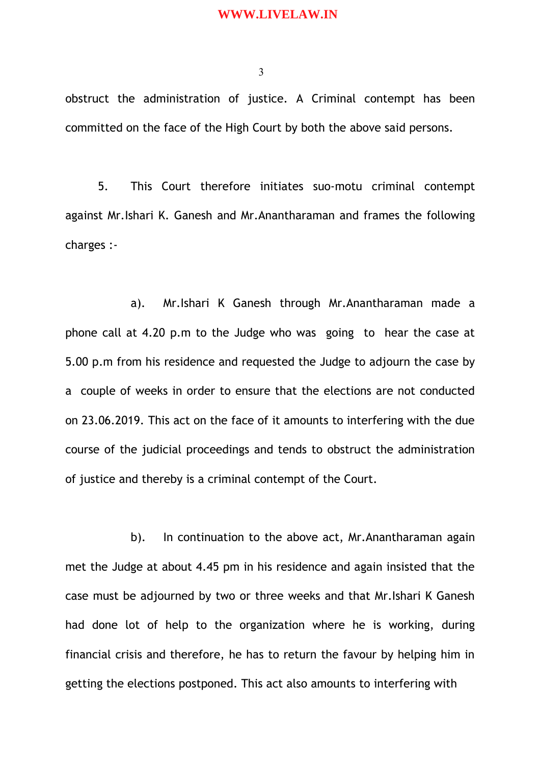obstruct the administration of justice. A Criminal contempt has been committed on the face of the High Court by both the above said persons.

5. This Court therefore initiates suo-motu criminal contempt against Mr.Ishari K. Ganesh and Mr.Anantharaman and frames the following charges :-

a). Mr.Ishari K Ganesh through Mr.Anantharaman made a phone call at 4.20 p.m to the Judge who was going to hear the case at 5.00 p.m from his residence and requested the Judge to adjourn the case by a couple of weeks in order to ensure that the elections are not conducted on 23.06.2019. This act on the face of it amounts to interfering with the due course of the judicial proceedings and tends to obstruct the administration of justice and thereby is a criminal contempt of the Court.

b). In continuation to the above act, Mr.Anantharaman again met the Judge at about 4.45 pm in his residence and again insisted that the case must be adjourned by two or three weeks and that Mr.Ishari K Ganesh had done lot of help to the organization where he is working, during financial crisis and therefore, he has to return the favour by helping him in getting the elections postponed. This act also amounts to interfering with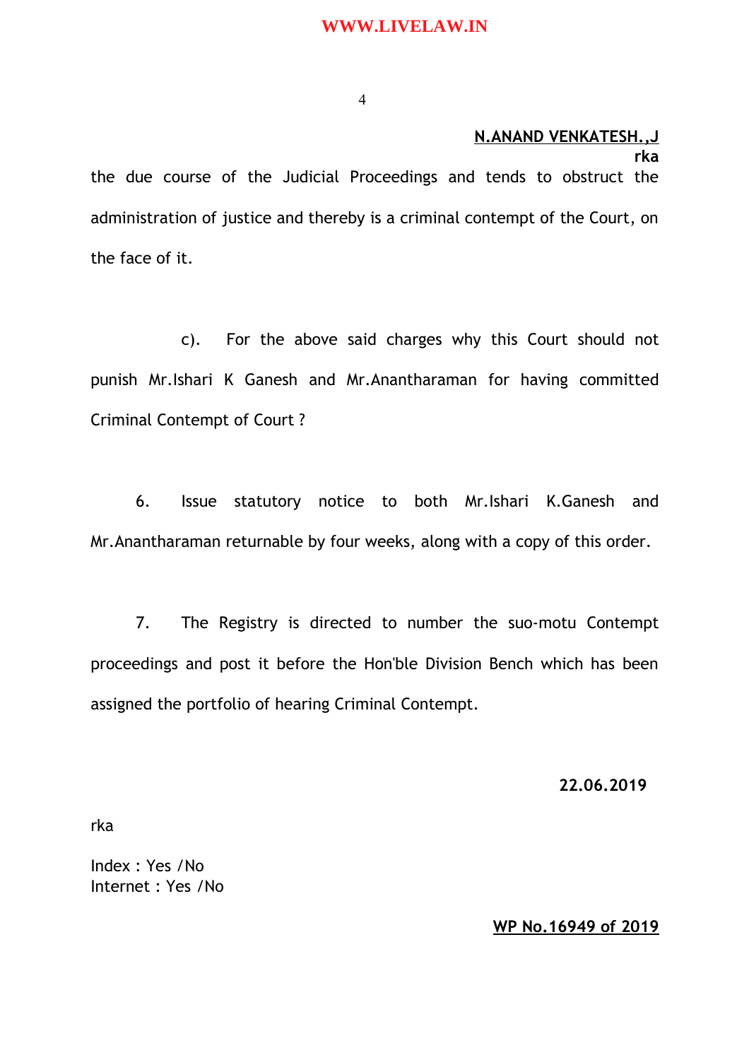**N.ANAND VENKATESH.,J**
**rka**

the due course of the Judicial Proceedings and tends to obstruct the administration of justice and thereby is a criminal contempt of the Court, on the face of it.

c). For the above said charges why this Court should not punish Mr.Ishari K Ganesh and Mr.Anantharaman for having committed Criminal Contempt of Court ?

6. Issue statutory notice to both Mr.Ishari K.Ganesh and Mr.Anantharaman returnable by four weeks, along with a copy of this order.

7. The Registry is directed to number the suo-motu Contempt proceedings and post it before the Hon'ble Division Bench which has been assigned the portfolio of hearing Criminal Contempt.

**22.06.2019**

rka

Index : Yes /No
Internet : Yes /No

**WP No.16949 of 2019**